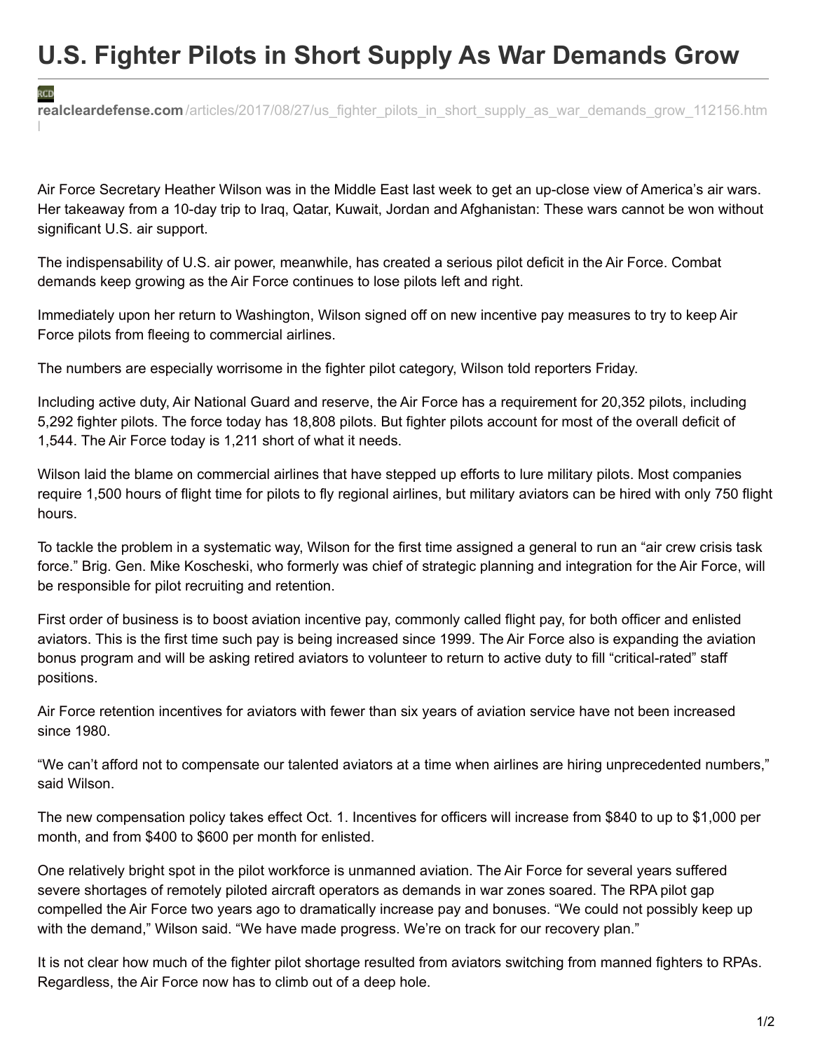# U.S. Fighter Pilots in Short Supply As War Demands Grow

**realcleardefense.com**/articles/2017/08/27/us_fighter_pilots_in_short_supply_as_war_demands_grow_112156.html

Air Force Secretary Heather Wilson was in the Middle East last week to get an up-close view of America's air wars. Her takeaway from a 10-day trip to Iraq, Qatar, Kuwait, Jordan and Afghanistan: These wars cannot be won without significant U.S. air support.

The indispensability of U.S. air power, meanwhile, has created a serious pilot deficit in the Air Force. Combat demands keep growing as the Air Force continues to lose pilots left and right.

Immediately upon her return to Washington, Wilson signed off on new incentive pay measures to try to keep Air Force pilots from fleeing to commercial airlines.

The numbers are especially worrisome in the fighter pilot category, Wilson told reporters Friday.

Including active duty, Air National Guard and reserve, the Air Force has a requirement for 20,352 pilots, including 5,292 fighter pilots. The force today has 18,808 pilots. But fighter pilots account for most of the overall deficit of 1,544. The Air Force today is 1,211 short of what it needs.

Wilson laid the blame on commercial airlines that have stepped up efforts to lure military pilots. Most companies require 1,500 hours of flight time for pilots to fly regional airlines, but military aviators can be hired with only 750 flight hours.

To tackle the problem in a systematic way, Wilson for the first time assigned a general to run an "air crew crisis task force." Brig. Gen. Mike Koscheski, who formerly was chief of strategic planning and integration for the Air Force, will be responsible for pilot recruiting and retention.

First order of business is to boost aviation incentive pay, commonly called flight pay, for both officer and enlisted aviators. This is the first time such pay is being increased since 1999. The Air Force also is expanding the aviation bonus program and will be asking retired aviators to volunteer to return to active duty to fill "critical-rated" staff positions.

Air Force retention incentives for aviators with fewer than six years of aviation service have not been increased since 1980.

"We can't afford not to compensate our talented aviators at a time when airlines are hiring unprecedented numbers," said Wilson.

The new compensation policy takes effect Oct. 1. Incentives for officers will increase from $840 to up to $1,000 per month, and from $400 to $600 per month for enlisted.

One relatively bright spot in the pilot workforce is unmanned aviation. The Air Force for several years suffered severe shortages of remotely piloted aircraft operators as demands in war zones soared. The RPA pilot gap compelled the Air Force two years ago to dramatically increase pay and bonuses. "We could not possibly keep up with the demand," Wilson said. "We have made progress. We're on track for our recovery plan."

It is not clear how much of the fighter pilot shortage resulted from aviators switching from manned fighters to RPAs. Regardless, the Air Force now has to climb out of a deep hole.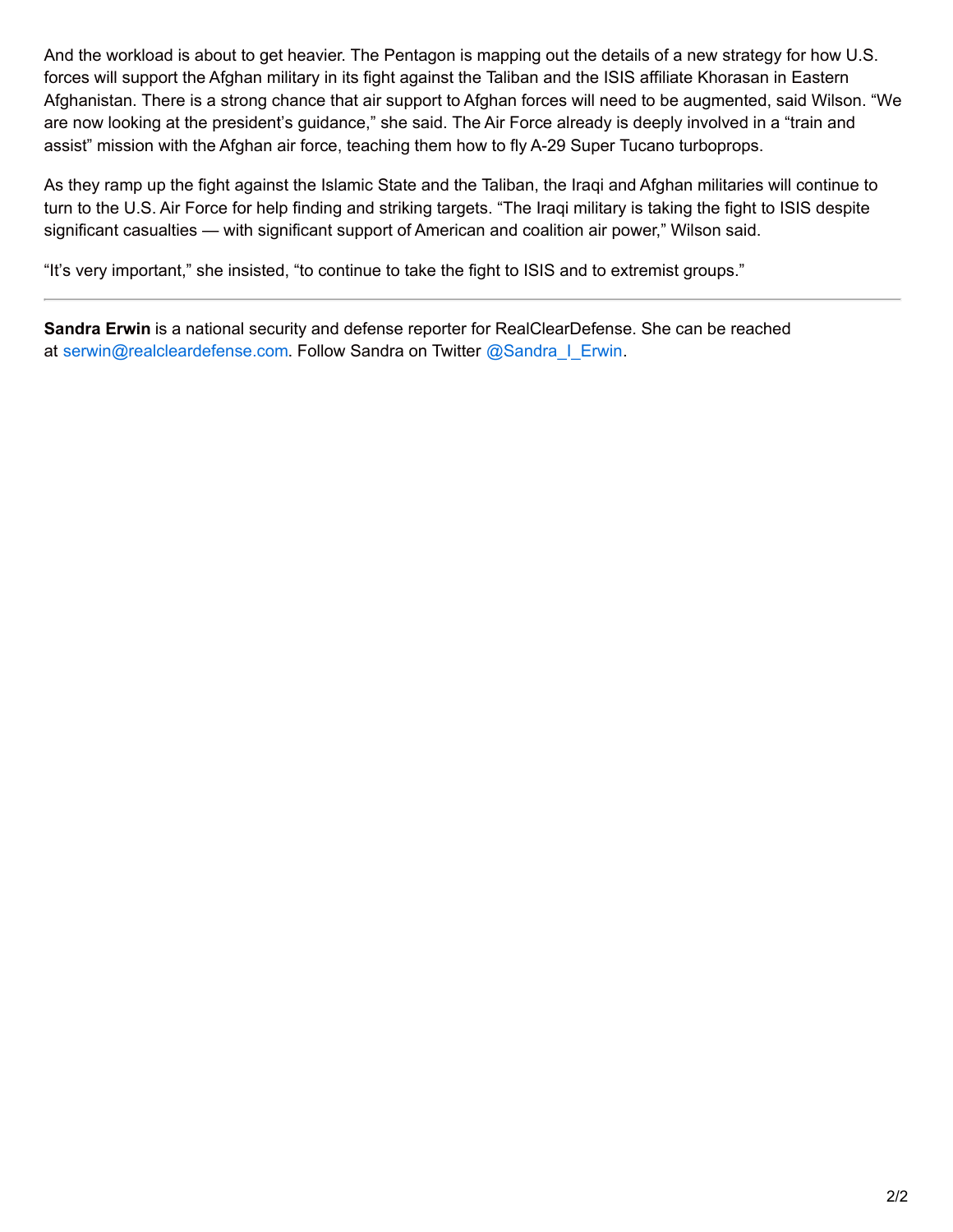And the workload is about to get heavier. The Pentagon is mapping out the details of a new strategy for how U.S. forces will support the Afghan military in its fight against the Taliban and the ISIS affiliate Khorasan in Eastern Afghanistan. There is a strong chance that air support to Afghan forces will need to be augmented, said Wilson. “We are now looking at the president’s guidance,” she said. The Air Force already is deeply involved in a “train and assist” mission with the Afghan air force, teaching them how to fly A-29 Super Tucano turboprops.

As they ramp up the fight against the Islamic State and the Taliban, the Iraqi and Afghan militaries will continue to turn to the U.S. Air Force for help finding and striking targets. “The Iraqi military is taking the fight to ISIS despite significant casualties — with significant support of American and coalition air power,” Wilson said.

“It’s very important,” she insisted, “to continue to take the fight to ISIS and to extremist groups.”

---

**Sandra Erwin** is a national security and defense reporter for RealClearDefense. She can be reached at serwin@realcleardefense.com. Follow Sandra on Twitter @Sandra_I_Erwin.